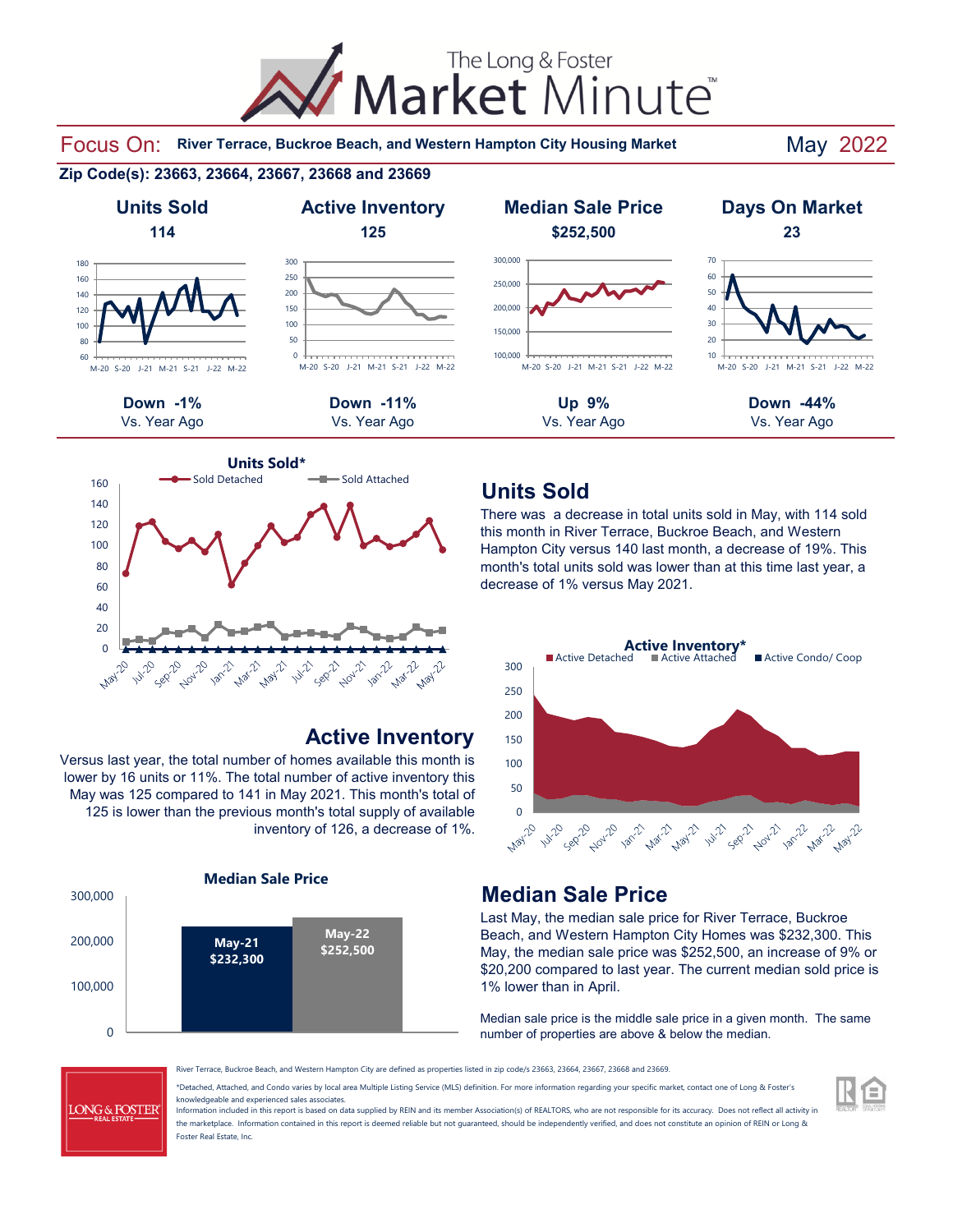# The Long & Foster Market Minute™

## Focus On: River Terrace, Buckroe Beach, and Western Hampton City Housing Market — May 2022

**Zip Code(s): 23663, 23664, 23667, 23668 and 23669**

| Units Sold | Active Inventory | Median Sale Price | Days On Market |
|---|---|---|---|
| 114 | 125 | $252,500 | 23 |
| **Down -1%** Vs. Year Ago | **Down -11%** Vs. Year Ago | **Up 9%** Vs. Year Ago | **Down -44%** Vs. Year Ago |

## Units Sold

There was a decrease in total units sold in May, with 114 sold this month in River Terrace, Buckroe Beach, and Western Hampton City versus 140 last month, a decrease of 19%. This month's total units sold was lower than at this time last year, a decrease of 1% versus May 2021.

## Active Inventory

Versus last year, the total number of homes available this month is lower by 16 units or 11%. The total number of active inventory this May was 125 compared to 141 in May 2021. This month's total of 125 is lower than the previous month's total supply of available inventory of 126, a decrease of 1%.

## Median Sale Price

| | Median Sale Price |
|---|---|
| May-21 | $232,300 |
| May-22 | $252,500 |

Last May, the median sale price for River Terrace, Buckroe Beach, and Western Hampton City Homes was $232,300. This May, the median sale price was $252,500, an increase of 9% or $20,200 compared to last year. The current median sold price is 1% lower than in April.

Median sale price is the middle sale price in a given month. The same number of properties are above & below the median.

River Terrace, Buckroe Beach, and Western Hampton City are defined as properties listed in zip code/s 23663, 23664, 23667, 23668 and 23669.

*Detached, Attached, and Condo varies by local area Multiple Listing Service (MLS) definition. For more information regarding your specific market, contact one of Long & Foster's knowledgeable and experienced sales associates.
Information included in this report is based on data supplied by REIN and its member Association(s) of REALTORS, who are not responsible for its accuracy. Does not reflect all activity in the marketplace. Information contained in this report is deemed reliable but not guaranteed, should be independently verified, and does not constitute an opinion of REIN or Long & Foster Real Estate, Inc.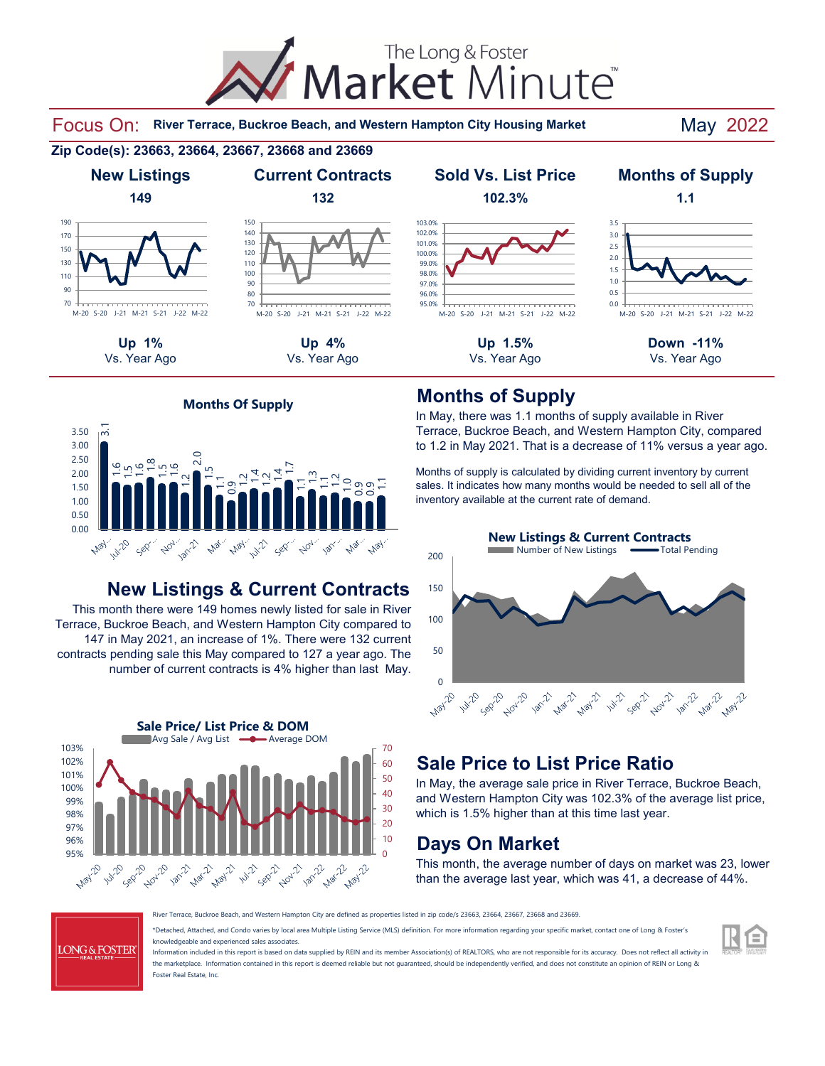# The Long & Foster Market Minute™

## Focus On: River Terrace, Buckroe Beach, and Western Hampton City Housing Market — May 2022

**Zip Code(s): 23663, 23664, 23667, 23668 and 23669**

### New Listings

**149**

190
170
150
130
110
90
70
M-20 S-20 J-21 M-21 S-21 J-22 M-22

**Up 1%**
Vs. Year Ago

### Current Contracts

**132**

150
140
130
120
110
100
90
80
70
M-20 S-20 J-21 M-21 S-21 J-22 M-22

**Up 4%**
Vs. Year Ago

### Sold Vs. List Price

**102.3%**

103.0%
102.0%
101.0%
100.0%
99.0%
98.0%
97.0%
96.0%
95.0%
M-20 S-20 J-21 M-21 S-21 J-22 M-22

**Up 1.5%**
Vs. Year Ago

### Months of Supply

**1.1**

3.5
3.0
2.5
2.0
1.5
1.0
0.5
0.0
M-20 S-20 J-21 M-21 S-21 J-22 M-22

**Down -11%**
Vs. Year Ago

**Months Of Supply**

3.50
3.00
2.50
2.00
1.50
1.00
0.50
0.00

3.1, 1.6, 1.5, 1.6, 1.8, 1.5, 1.6, 1.2, 2.0, 1.5, 1.1, 0.9, 1.2, 1.4, 1.2, 1.4, 1.7, 1.1, 1.3, 1.1, 1.2, 1.0, 0.9, 0.9, 1.1

May.. Jul-20 Sep-... Nov... Jan-21 Mar... May... Jul-21 Sep-... Nov... Jan-... Mar... May...

## Months of Supply

In May, there was 1.1 months of supply available in River Terrace, Buckroe Beach, and Western Hampton City, compared to 1.2 in May 2021. That is a decrease of 11% versus a year ago.

Months of supply is calculated by dividing current inventory by current sales. It indicates how many months would be needed to sell all of the inventory available at the current rate of demand.

## New Listings & Current Contracts

This month there were 149 homes newly listed for sale in River Terrace, Buckroe Beach, and Western Hampton City compared to 147 in May 2021, an increase of 1%. There were 132 current contracts pending sale this May compared to 127 a year ago. The number of current contracts is 4% higher than last May.

**New Listings & Current Contracts**

Number of New Listings — Total Pending

200
150
100
50
0

May-20 Jul-20 Sep-20 Nov-20 Jan-21 Mar-21 May-21 Jul-21 Sep-21 Nov-21 Jan-22 Mar-22 May-22

**Sale Price/ List Price & DOM**

Avg Sale / Avg List — Average DOM

103%
102%
101%
100%
99%
98%
97%
96%
95%

70
60
50
40
30
20
10
0

May-20 Jul-20 Sep-20 Nov-20 Jan-21 Mar-21 May-21 Jul-21 Sep-21 Nov-21 Jan-22 Mar-22 May-22

## Sale Price to List Price Ratio

In May, the average sale price in River Terrace, Buckroe Beach, and Western Hampton City was 102.3% of the average list price, which is 1.5% higher than at this time last year.

## Days On Market

This month, the average number of days on market was 23, lower than the average last year, which was 41, a decrease of 44%.

River Terrace, Buckroe Beach, and Western Hampton City are defined as properties listed in zip code/s 23663, 23664, 23667, 23668 and 23669.

*Detached, Attached, and Condo varies by local area Multiple Listing Service (MLS) definition. For more information regarding your specific market, contact one of Long & Foster's knowledgeable and experienced sales associates.

Information included in this report is based on data supplied by REIN and its member Association(s) of REALTORS, who are not responsible for its accuracy. Does not reflect all activity in the marketplace. Information contained in this report is deemed reliable but not guaranteed, should be independently verified, and does not constitute an opinion of REIN or Long & Foster Real Estate, Inc.

LONG & FOSTER REAL ESTATE